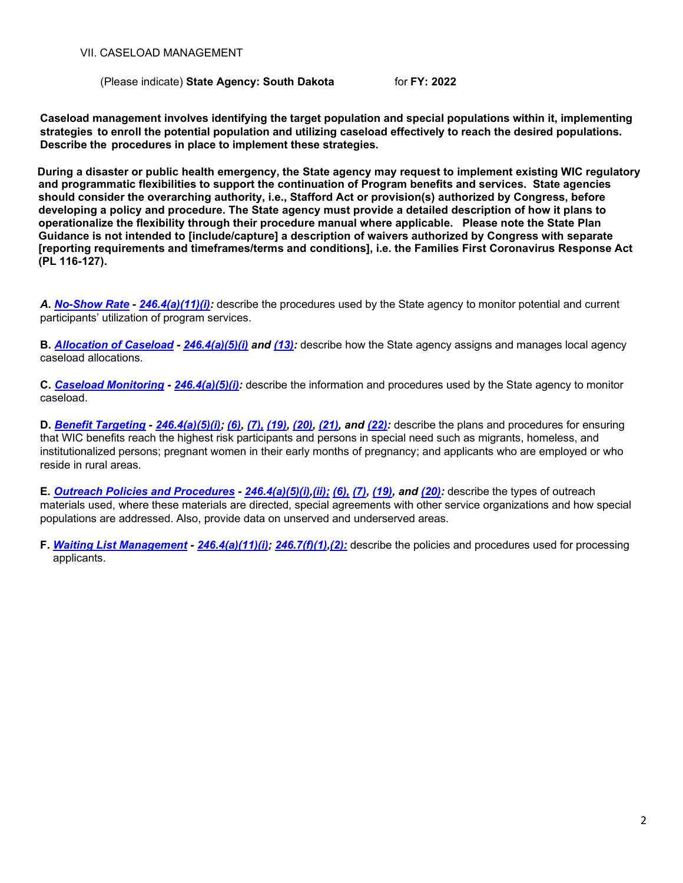## VII. CASELOAD MANAGEMENT

(Please indicate) **State Agency: South Dakota** for **FY: 2022**

**Caseload management involves identifying the target population and special populations within it, implementing strategies to enroll the potential population and utilizing caseload effectively to reach the desired populations. Describe the procedures in place to implement these strategies.**

**During a disaster or public health emergency, the State agency may request to implement existing WIC regulatory and programmatic flexibilities to support the continuation of Program benefits and services. State agencies should consider the overarching authority, i.e., Stafford Act or provision(s) authorized by Congress, before developing a policy and procedure. The State agency must provide a detailed description of how it plans to operationalize the flexibility through their procedure manual where applicable. Please note the State Plan Guidance is not intended to [include/capture] a description of waivers authorized by Congress with separate [reporting requirements and timeframes/terms and conditions], i.e. the Families First Coronavirus Response Act (PL 116-127).**

***A. No-Show Rate - 246.4(a)(11)(i):*** describe the procedures used by the State agency to monitor potential and current participants' utilization of program services.

**B. *Allocation of Caseload - 246.4(a)(5)(i) and (13):*** describe how the State agency assigns and manages local agency caseload allocations.

**C. *Caseload Monitoring - 246.4(a)(5)(i):*** describe the information and procedures used by the State agency to monitor caseload.

**D. *Benefit Targeting - 246.4(a)(5)(i); (6), (7), (19), (20), (21), and (22):*** describe the plans and procedures for ensuring that WIC benefits reach the highest risk participants and persons in special need such as migrants, homeless, and institutionalized persons; pregnant women in their early months of pregnancy; and applicants who are employed or who reside in rural areas.

**E. *Outreach Policies and Procedures - 246.4(a)(5)(i),(ii); (6), (7), (19), and (20):*** describe the types of outreach materials used, where these materials are directed, special agreements with other service organizations and how special populations are addressed. Also, provide data on unserved and underserved areas.

**F. *Waiting List Management - 246.4(a)(11)(i); 246.7(f)(1),(2):*** describe the policies and procedures used for processing applicants.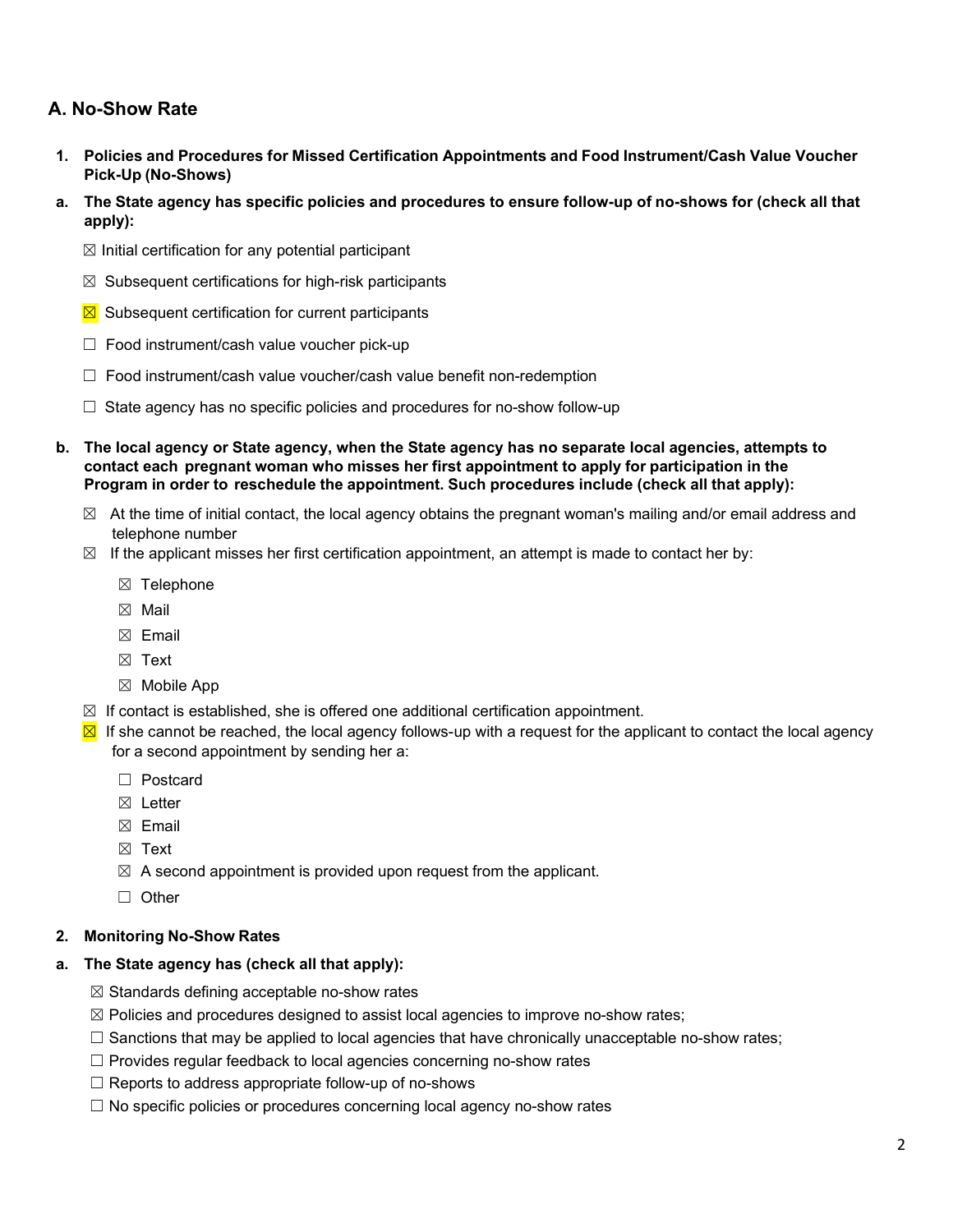## A. No-Show Rate

1. **Policies and Procedures for Missed Certification Appointments and Food Instrument/Cash Value Voucher Pick-Up (No-Shows)**

a. **The State agency has specific policies and procedures to ensure follow-up of no-shows for (check all that apply):**

☒ Initial certification for any potential participant

☒ Subsequent certifications for high-risk participants

☒ Subsequent certification for current participants

☐ Food instrument/cash value voucher pick-up

☐ Food instrument/cash value voucher/cash value benefit non-redemption

☐ State agency has no specific policies and procedures for no-show follow-up

b. **The local agency or State agency, when the State agency has no separate local agencies, attempts to contact each pregnant woman who misses her first appointment to apply for participation in the Program in order to reschedule the appointment. Such procedures include (check all that apply):**

☒ At the time of initial contact, the local agency obtains the pregnant woman's mailing and/or email address and telephone number

☒ If the applicant misses her first certification appointment, an attempt is made to contact her by:

- ☒ Telephone
- ☒ Mail
- ☒ Email
- ☒ Text
- ☒ Mobile App

☒ If contact is established, she is offered one additional certification appointment.

☒ If she cannot be reached, the local agency follows-up with a request for the applicant to contact the local agency for a second appointment by sending her a:

- ☐ Postcard
- ☒ Letter
- ☒ Email
- ☒ Text
- ☒ A second appointment is provided upon request from the applicant.
- ☐ Other

2. **Monitoring No-Show Rates**

a. **The State agency has (check all that apply):**

☒ Standards defining acceptable no-show rates

☒ Policies and procedures designed to assist local agencies to improve no-show rates;

☐ Sanctions that may be applied to local agencies that have chronically unacceptable no-show rates;

☐ Provides regular feedback to local agencies concerning no-show rates

☐ Reports to address appropriate follow-up of no-shows

☐ No specific policies or procedures concerning local agency no-show rates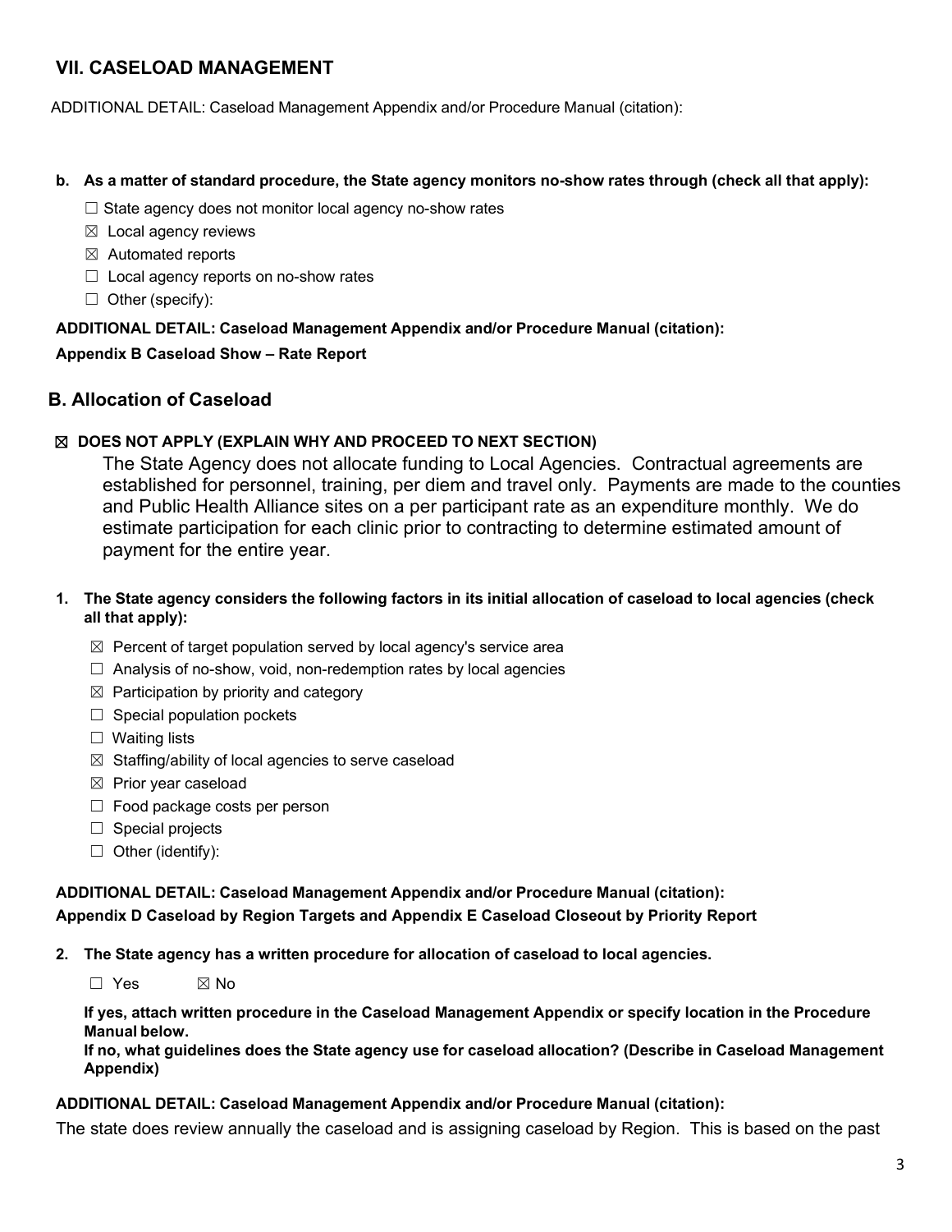## VII. CASELOAD MANAGEMENT

ADDITIONAL DETAIL: Caseload Management Appendix and/or Procedure Manual (citation):

**b. As a matter of standard procedure, the State agency monitors no-show rates through (check all that apply):**

- ☐ State agency does not monitor local agency no-show rates
- ☒ Local agency reviews
- ☒ Automated reports
- ☐ Local agency reports on no-show rates
- ☐ Other (specify):

**ADDITIONAL DETAIL: Caseload Management Appendix and/or Procedure Manual (citation):**

**Appendix B Caseload Show – Rate Report**

## B. Allocation of Caseload

**☒ DOES NOT APPLY (EXPLAIN WHY AND PROCEED TO NEXT SECTION)**

The State Agency does not allocate funding to Local Agencies. Contractual agreements are established for personnel, training, per diem and travel only. Payments are made to the counties and Public Health Alliance sites on a per participant rate as an expenditure monthly. We do estimate participation for each clinic prior to contracting to determine estimated amount of payment for the entire year.

**1. The State agency considers the following factors in its initial allocation of caseload to local agencies (check all that apply):**

- ☒ Percent of target population served by local agency's service area
- ☐ Analysis of no-show, void, non-redemption rates by local agencies
- ☒ Participation by priority and category
- ☐ Special population pockets
- ☐ Waiting lists
- ☒ Staffing/ability of local agencies to serve caseload
- ☒ Prior year caseload
- ☐ Food package costs per person
- ☐ Special projects
- ☐ Other (identify):

**ADDITIONAL DETAIL: Caseload Management Appendix and/or Procedure Manual (citation):**

**Appendix D Caseload by Region Targets and Appendix E Caseload Closeout by Priority Report**

**2. The State agency has a written procedure for allocation of caseload to local agencies.**

☐ Yes ☒ No

**If yes, attach written procedure in the Caseload Management Appendix or specify location in the Procedure Manual below.**

**If no, what guidelines does the State agency use for caseload allocation? (Describe in Caseload Management Appendix)**

**ADDITIONAL DETAIL: Caseload Management Appendix and/or Procedure Manual (citation):**

The state does review annually the caseload and is assigning caseload by Region. This is based on the past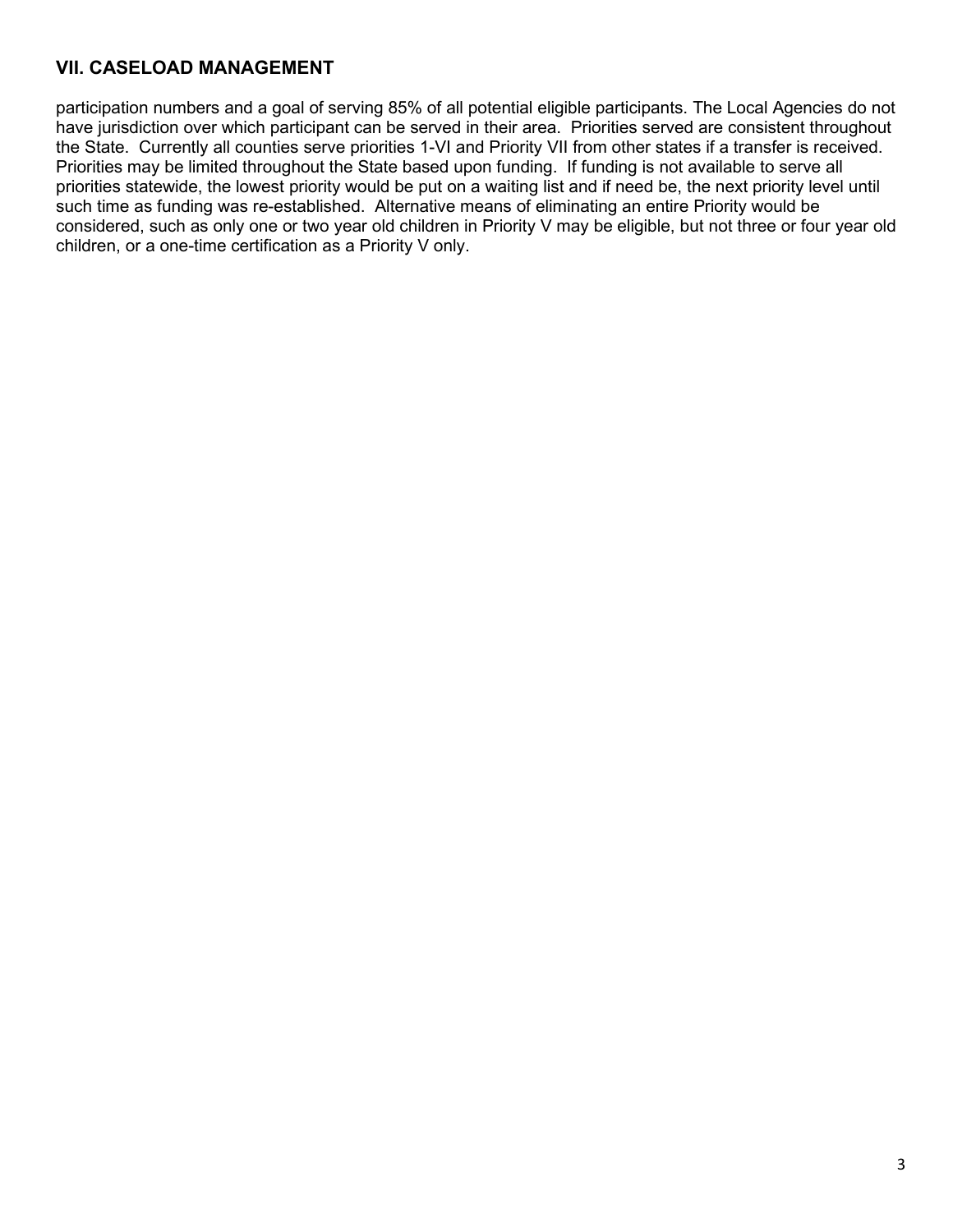## VII. CASELOAD MANAGEMENT

participation numbers and a goal of serving 85% of all potential eligible participants. The Local Agencies do not have jurisdiction over which participant can be served in their area. Priorities served are consistent throughout the State. Currently all counties serve priorities 1-VI and Priority VII from other states if a transfer is received. Priorities may be limited throughout the State based upon funding. If funding is not available to serve all priorities statewide, the lowest priority would be put on a waiting list and if need be, the next priority level until such time as funding was re-established. Alternative means of eliminating an entire Priority would be considered, such as only one or two year old children in Priority V may be eligible, but not three or four year old children, or a one-time certification as a Priority V only.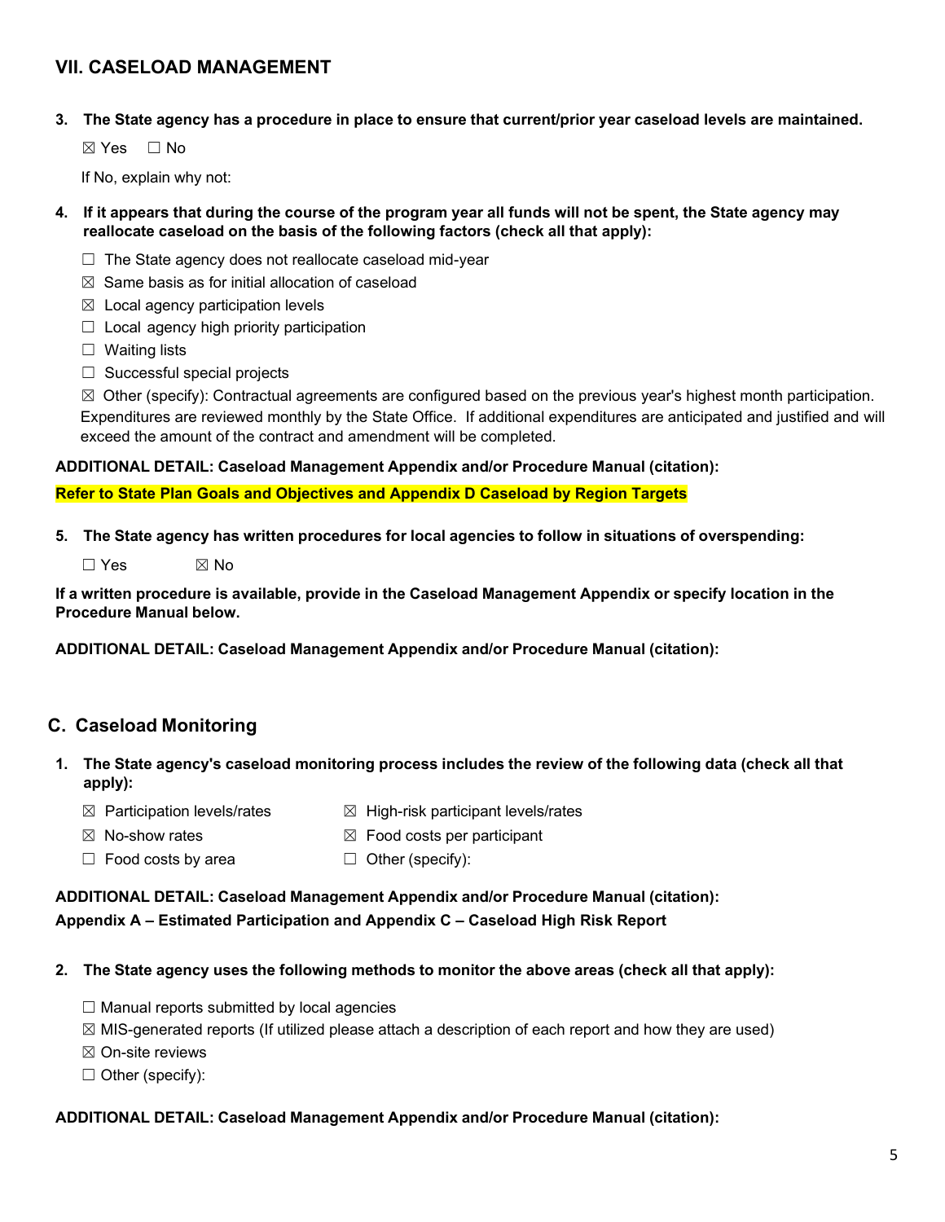## VII. CASELOAD MANAGEMENT

**3. The State agency has a procedure in place to ensure that current/prior year caseload levels are maintained.**

☒ Yes ☐ No

If No, explain why not:

**4. If it appears that during the course of the program year all funds will not be spent, the State agency may reallocate caseload on the basis of the following factors (check all that apply):**

☐ The State agency does not reallocate caseload mid-year
☒ Same basis as for initial allocation of caseload
☒ Local agency participation levels
☐ Local agency high priority participation
☐ Waiting lists
☐ Successful special projects
☒ Other (specify): Contractual agreements are configured based on the previous year's highest month participation. Expenditures are reviewed monthly by the State Office. If additional expenditures are anticipated and justified and will exceed the amount of the contract and amendment will be completed.

**ADDITIONAL DETAIL: Caseload Management Appendix and/or Procedure Manual (citation):**

**Refer to State Plan Goals and Objectives and Appendix D Caseload by Region Targets**

**5. The State agency has written procedures for local agencies to follow in situations of overspending:**

☐ Yes ☒ No

**If a written procedure is available, provide in the Caseload Management Appendix or specify location in the Procedure Manual below.**

**ADDITIONAL DETAIL: Caseload Management Appendix and/or Procedure Manual (citation):**

## C. Caseload Monitoring

**1. The State agency's caseload monitoring process includes the review of the following data (check all that apply):**

☒ Participation levels/rates
☒ High-risk participant levels/rates
☒ No-show rates
☒ Food costs per participant
☐ Food costs by area
☐ Other (specify):

**ADDITIONAL DETAIL: Caseload Management Appendix and/or Procedure Manual (citation):**
**Appendix A – Estimated Participation and Appendix C – Caseload High Risk Report**

**2. The State agency uses the following methods to monitor the above areas (check all that apply):**

☐ Manual reports submitted by local agencies
☒ MIS-generated reports (If utilized please attach a description of each report and how they are used)
☒ On-site reviews
☐ Other (specify):

**ADDITIONAL DETAIL: Caseload Management Appendix and/or Procedure Manual (citation):**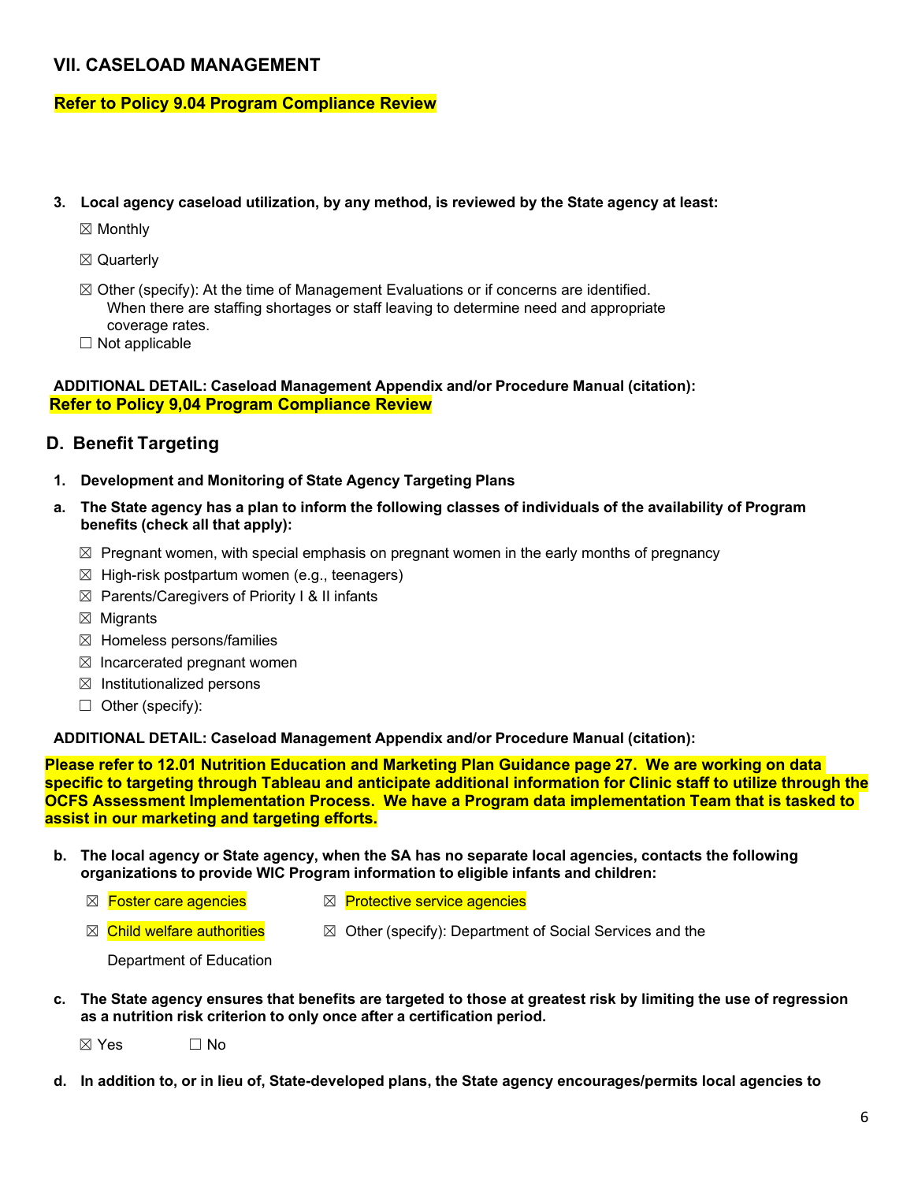## VII. CASELOAD MANAGEMENT

**Refer to Policy 9.04 Program Compliance Review**

**3. Local agency caseload utilization, by any method, is reviewed by the State agency at least:**

☒ Monthly

☒ Quarterly

☒ Other (specify): At the time of Management Evaluations or if concerns are identified. When there are staffing shortages or staff leaving to determine need and appropriate coverage rates.

☐ Not applicable

**ADDITIONAL DETAIL: Caseload Management Appendix and/or Procedure Manual (citation):**
**Refer to Policy 9,04 Program Compliance Review**

## D. Benefit Targeting

**1. Development and Monitoring of State Agency Targeting Plans**

**a. The State agency has a plan to inform the following classes of individuals of the availability of Program benefits (check all that apply):**

☒ Pregnant women, with special emphasis on pregnant women in the early months of pregnancy

☒ High-risk postpartum women (e.g., teenagers)

☒ Parents/Caregivers of Priority I & II infants

☒ Migrants

☒ Homeless persons/families

☒ Incarcerated pregnant women

☒ Institutionalized persons

☐ Other (specify):

**ADDITIONAL DETAIL: Caseload Management Appendix and/or Procedure Manual (citation):**

**Please refer to 12.01 Nutrition Education and Marketing Plan Guidance page 27. We are working on data specific to targeting through Tableau and anticipate additional information for Clinic staff to utilize through the OCFS Assessment Implementation Process. We have a Program data implementation Team that is tasked to assist in our marketing and targeting efforts.**

**b. The local agency or State agency, when the SA has no separate local agencies, contacts the following organizations to provide WIC Program information to eligible infants and children:**

☒ Foster care agencies

☒ Protective service agencies

☒ Child welfare authorities

☒ Other (specify): Department of Social Services and the Department of Education

**c. The State agency ensures that benefits are targeted to those at greatest risk by limiting the use of regression as a nutrition risk criterion to only once after a certification period.**

☒ Yes ☐ No

**d. In addition to, or in lieu of, State-developed plans, the State agency encourages/permits local agencies to**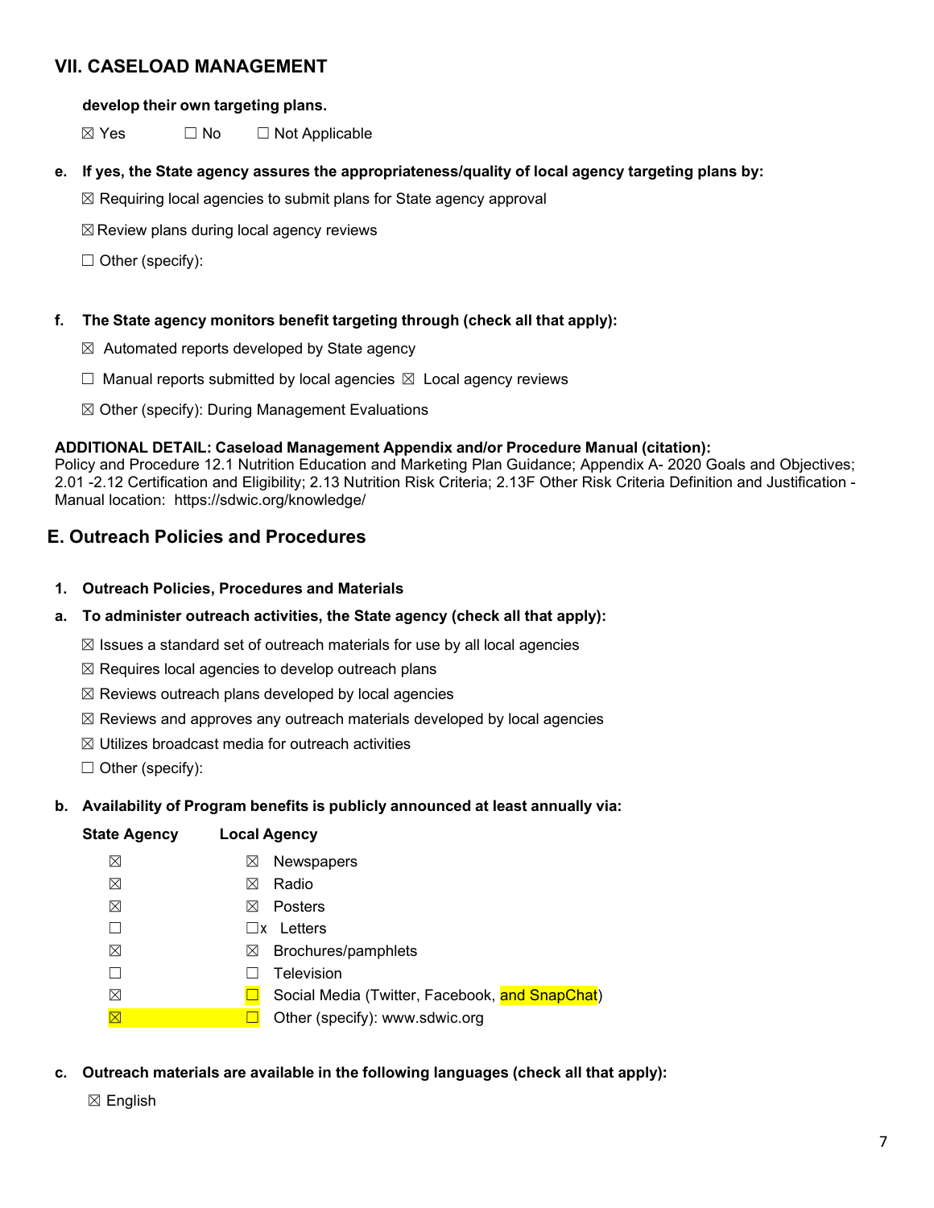## VII. CASELOAD MANAGEMENT

**develop their own targeting plans.**

☒ Yes ☐ No ☐ Not Applicable

**e. If yes, the State agency assures the appropriateness/quality of local agency targeting plans by:**

☒ Requiring local agencies to submit plans for State agency approval

☒ Review plans during local agency reviews

☐ Other (specify):

**f. The State agency monitors benefit targeting through (check all that apply):**

☒ Automated reports developed by State agency

☐ Manual reports submitted by local agencies ☒ Local agency reviews

☒ Other (specify): During Management Evaluations

**ADDITIONAL DETAIL: Caseload Management Appendix and/or Procedure Manual (citation):**
Policy and Procedure 12.1 Nutrition Education and Marketing Plan Guidance; Appendix A- 2020 Goals and Objectives; 2.01 -2.12 Certification and Eligibility; 2.13 Nutrition Risk Criteria; 2.13F Other Risk Criteria Definition and Justification - Manual location: https://sdwic.org/knowledge/

## E. Outreach Policies and Procedures

**1. Outreach Policies, Procedures and Materials**

**a. To administer outreach activities, the State agency (check all that apply):**

☒ Issues a standard set of outreach materials for use by all local agencies

☒ Requires local agencies to develop outreach plans

☒ Reviews outreach plans developed by local agencies

☒ Reviews and approves any outreach materials developed by local agencies

☒ Utilizes broadcast media for outreach activities

☐ Other (specify):

**b. Availability of Program benefits is publicly announced at least annually via:**

| State Agency | Local Agency | |
|---|---|---|
| ☒ | ☒ | Newspapers |
| ☒ | ☒ | Radio |
| ☒ | ☒ | Posters |
| ☐ | ☐x | Letters |
| ☒ | ☒ | Brochures/pamphlets |
| ☐ | ☐ | Television |
| ☒ | ☐ | Social Media (Twitter, Facebook, and SnapChat) |
| ☒ | ☐ | Other (specify): www.sdwic.org |

**c. Outreach materials are available in the following languages (check all that apply):**

☒ English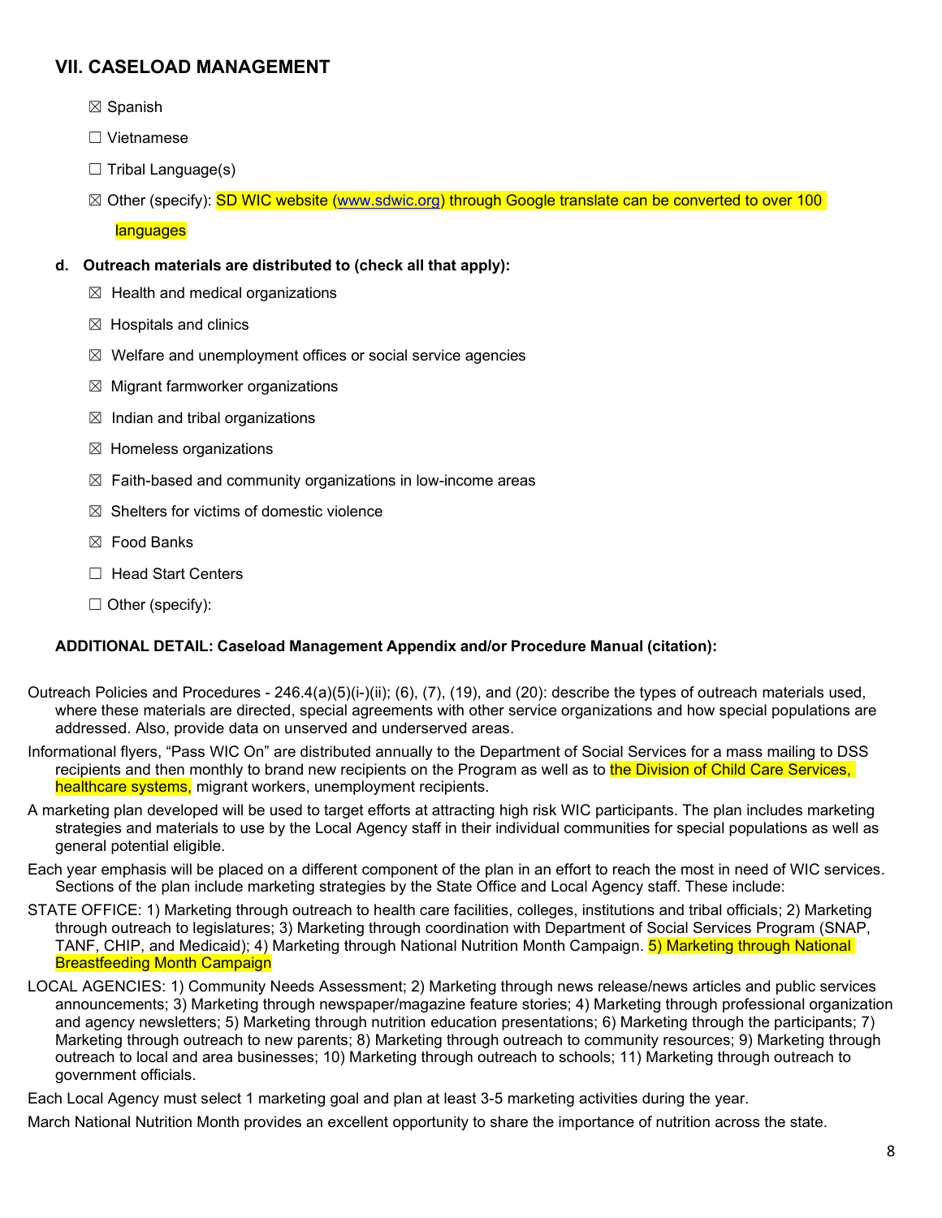## VII. CASELOAD MANAGEMENT

- ☒ Spanish
- ☐ Vietnamese
- ☐ Tribal Language(s)
- ☒ Other (specify): SD WIC website (www.sdwic.org) through Google translate can be converted to over 100 languages

**d. Outreach materials are distributed to (check all that apply):**

- ☒ Health and medical organizations
- ☒ Hospitals and clinics
- ☒ Welfare and unemployment offices or social service agencies
- ☒ Migrant farmworker organizations
- ☒ Indian and tribal organizations
- ☒ Homeless organizations
- ☒ Faith-based and community organizations in low-income areas
- ☒ Shelters for victims of domestic violence
- ☒ Food Banks
- ☐ Head Start Centers
- ☐ Other (specify):

**ADDITIONAL DETAIL: Caseload Management Appendix and/or Procedure Manual (citation):**

Outreach Policies and Procedures - 246.4(a)(5)(i-)(ii); (6), (7), (19), and (20): describe the types of outreach materials used, where these materials are directed, special agreements with other service organizations and how special populations are addressed. Also, provide data on unserved and underserved areas.

Informational flyers, "Pass WIC On" are distributed annually to the Department of Social Services for a mass mailing to DSS recipients and then monthly to brand new recipients on the Program as well as to the Division of Child Care Services, healthcare systems, migrant workers, unemployment recipients.

A marketing plan developed will be used to target efforts at attracting high risk WIC participants. The plan includes marketing strategies and materials to use by the Local Agency staff in their individual communities for special populations as well as general potential eligible.

Each year emphasis will be placed on a different component of the plan in an effort to reach the most in need of WIC services. Sections of the plan include marketing strategies by the State Office and Local Agency staff. These include:

STATE OFFICE: 1) Marketing through outreach to health care facilities, colleges, institutions and tribal officials; 2) Marketing through outreach to legislatures; 3) Marketing through coordination with Department of Social Services Program (SNAP, TANF, CHIP, and Medicaid); 4) Marketing through National Nutrition Month Campaign. 5) Marketing through National Breastfeeding Month Campaign

LOCAL AGENCIES: 1) Community Needs Assessment; 2) Marketing through news release/news articles and public services announcements; 3) Marketing through newspaper/magazine feature stories; 4) Marketing through professional organization and agency newsletters; 5) Marketing through nutrition education presentations; 6) Marketing through the participants; 7) Marketing through outreach to new parents; 8) Marketing through outreach to community resources; 9) Marketing through outreach to local and area businesses; 10) Marketing through outreach to schools; 11) Marketing through outreach to government officials.

Each Local Agency must select 1 marketing goal and plan at least 3-5 marketing activities during the year.

March National Nutrition Month provides an excellent opportunity to share the importance of nutrition across the state.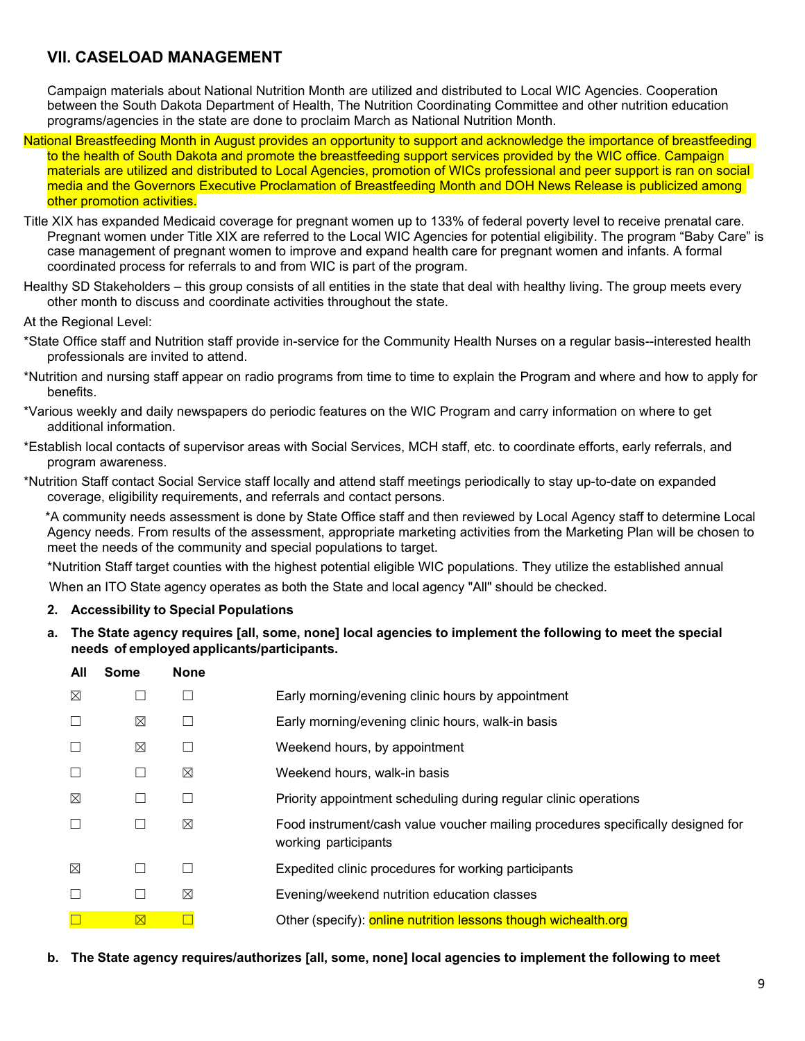## VII. CASELOAD MANAGEMENT

Campaign materials about National Nutrition Month are utilized and distributed to Local WIC Agencies. Cooperation between the South Dakota Department of Health, The Nutrition Coordinating Committee and other nutrition education programs/agencies in the state are done to proclaim March as National Nutrition Month.

National Breastfeeding Month in August provides an opportunity to support and acknowledge the importance of breastfeeding to the health of South Dakota and promote the breastfeeding support services provided by the WIC office. Campaign materials are utilized and distributed to Local Agencies, promotion of WICs professional and peer support is ran on social media and the Governors Executive Proclamation of Breastfeeding Month and DOH News Release is publicized among other promotion activities.

Title XIX has expanded Medicaid coverage for pregnant women up to 133% of federal poverty level to receive prenatal care. Pregnant women under Title XIX are referred to the Local WIC Agencies for potential eligibility. The program "Baby Care" is case management of pregnant women to improve and expand health care for pregnant women and infants. A formal coordinated process for referrals to and from WIC is part of the program.

Healthy SD Stakeholders – this group consists of all entities in the state that deal with healthy living. The group meets every other month to discuss and coordinate activities throughout the state.

At the Regional Level:

*State Office staff and Nutrition staff provide in-service for the Community Health Nurses on a regular basis--interested health professionals are invited to attend.

*Nutrition and nursing staff appear on radio programs from time to time to explain the Program and where and how to apply for benefits.

*Various weekly and daily newspapers do periodic features on the WIC Program and carry information on where to get additional information.

*Establish local contacts of supervisor areas with Social Services, MCH staff, etc. to coordinate efforts, early referrals, and program awareness.

*Nutrition Staff contact Social Service staff locally and attend staff meetings periodically to stay up-to-date on expanded coverage, eligibility requirements, and referrals and contact persons.

*A community needs assessment is done by State Office staff and then reviewed by Local Agency staff to determine Local Agency needs. From results of the assessment, appropriate marketing activities from the Marketing Plan will be chosen to meet the needs of the community and special populations to target.

*Nutrition Staff target counties with the highest potential eligible WIC populations. They utilize the established annual

When an ITO State agency operates as both the State and local agency "All" should be checked.

**2. Accessibility to Special Populations**

**a. The State agency requires [all, some, none] local agencies to implement the following to meet the special needs of employed applicants/participants.**

| All | Some | None | |
|---|---|---|---|
| ☒ | ☐ | ☐ | Early morning/evening clinic hours by appointment |
| ☐ | ☒ | ☐ | Early morning/evening clinic hours, walk-in basis |
| ☐ | ☒ | ☐ | Weekend hours, by appointment |
| ☐ | ☐ | ☒ | Weekend hours, walk-in basis |
| ☒ | ☐ | ☐ | Priority appointment scheduling during regular clinic operations |
| ☐ | ☐ | ☒ | Food instrument/cash value voucher mailing procedures specifically designed for working participants |
| ☒ | ☐ | ☐ | Expedited clinic procedures for working participants |
| ☐ | ☐ | ☒ | Evening/weekend nutrition education classes |
| ☐ | ☒ | ☐ | Other (specify): online nutrition lessons though wichealth.org |

**b. The State agency requires/authorizes [all, some, none] local agencies to implement the following to meet**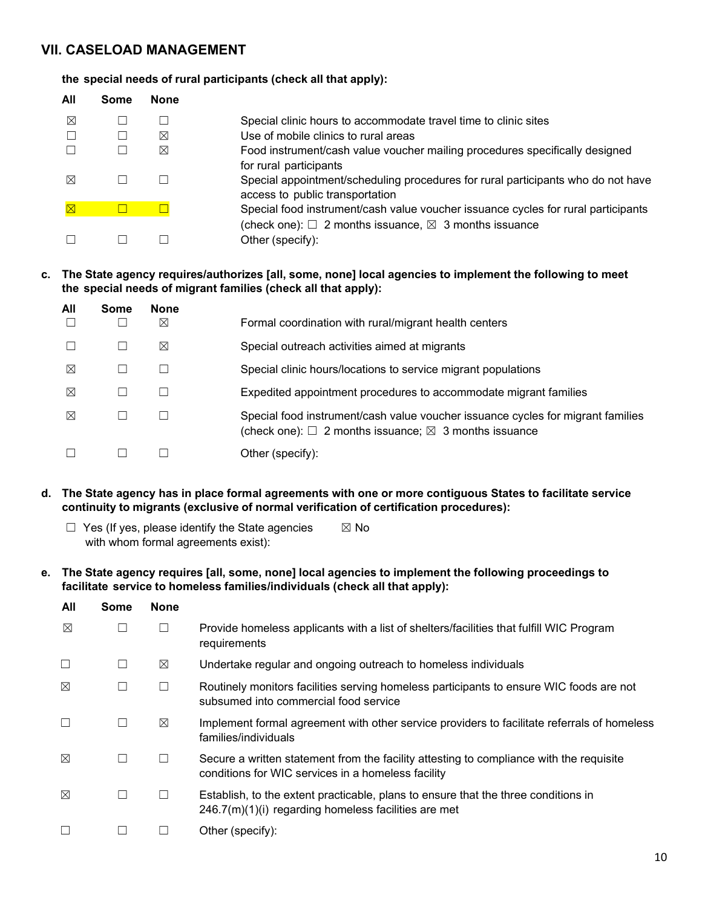## VII. CASELOAD MANAGEMENT

**the special needs of rural participants (check all that apply):**

| All | Some | None | |
|---|---|---|---|
| ☒ | ☐ | ☐ | Special clinic hours to accommodate travel time to clinic sites |
| ☐ | ☐ | ☒ | Use of mobile clinics to rural areas |
| ☐ | ☐ | ☒ | Food instrument/cash value voucher mailing procedures specifically designed for rural participants |
| ☒ | ☐ | ☐ | Special appointment/scheduling procedures for rural participants who do not have access to public transportation |
| ☒ | ☐ | ☐ | Special food instrument/cash value voucher issuance cycles for rural participants (check one): ☐ 2 months issuance, ☒ 3 months issuance |
| ☐ | ☐ | ☐ | Other (specify): |

**c. The State agency requires/authorizes [all, some, none] local agencies to implement the following to meet the special needs of migrant families (check all that apply):**

| All | Some | None | |
|---|---|---|---|
| ☐ | ☐ | ☒ | Formal coordination with rural/migrant health centers |
| ☐ | ☐ | ☒ | Special outreach activities aimed at migrants |
| ☒ | ☐ | ☐ | Special clinic hours/locations to service migrant populations |
| ☒ | ☐ | ☐ | Expedited appointment procedures to accommodate migrant families |
| ☒ | ☐ | ☐ | Special food instrument/cash value voucher issuance cycles for migrant families (check one): ☐ 2 months issuance; ☒ 3 months issuance |
| ☐ | ☐ | ☐ | Other (specify): |

**d. The State agency has in place formal agreements with one or more contiguous States to facilitate service continuity to migrants (exclusive of normal verification of certification procedures):**

☐ Yes (If yes, please identify the State agencies with whom formal agreements exist): ☒ No

**e. The State agency requires [all, some, none] local agencies to implement the following proceedings to facilitate service to homeless families/individuals (check all that apply):**

| All | Some | None | |
|---|---|---|---|
| ☒ | ☐ | ☐ | Provide homeless applicants with a list of shelters/facilities that fulfill WIC Program requirements |
| ☐ | ☐ | ☒ | Undertake regular and ongoing outreach to homeless individuals |
| ☒ | ☐ | ☐ | Routinely monitors facilities serving homeless participants to ensure WIC foods are not subsumed into commercial food service |
| ☐ | ☐ | ☒ | Implement formal agreement with other service providers to facilitate referrals of homeless families/individuals |
| ☒ | ☐ | ☐ | Secure a written statement from the facility attesting to compliance with the requisite conditions for WIC services in a homeless facility |
| ☒ | ☐ | ☐ | Establish, to the extent practicable, plans to ensure that the three conditions in 246.7(m)(1)(i) regarding homeless facilities are met |
| ☐ | ☐ | ☐ | Other (specify): |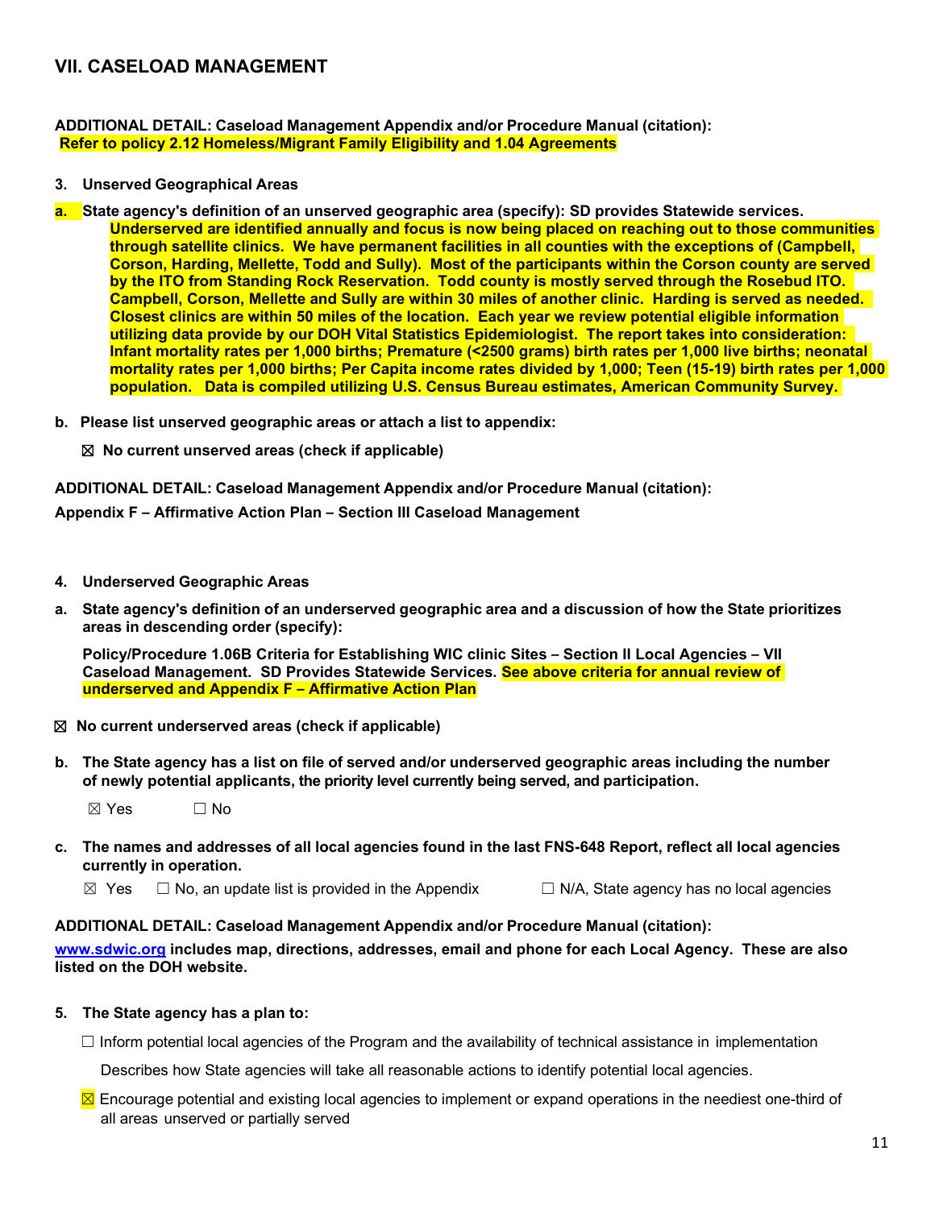## VII. CASELOAD MANAGEMENT

**ADDITIONAL DETAIL: Caseload Management Appendix and/or Procedure Manual (citation):**
**Refer to policy 2.12 Homeless/Migrant Family Eligibility and 1.04 Agreements**

**3. Unserved Geographical Areas**

**a. State agency's definition of an unserved geographic area (specify): SD provides Statewide services. Underserved are identified annually and focus is now being placed on reaching out to those communities through satellite clinics. We have permanent facilities in all counties with the exceptions of (Campbell, Corson, Harding, Mellette, Todd and Sully). Most of the participants within the Corson county are served by the ITO from Standing Rock Reservation. Todd county is mostly served through the Rosebud ITO. Campbell, Corson, Mellette and Sully are within 30 miles of another clinic. Harding is served as needed. Closest clinics are within 50 miles of the location. Each year we review potential eligible information utilizing data provide by our DOH Vital Statistics Epidemiologist. The report takes into consideration: Infant mortality rates per 1,000 births; Premature (<2500 grams) birth rates per 1,000 live births; neonatal mortality rates per 1,000 births; Per Capita income rates divided by 1,000; Teen (15-19) birth rates per 1,000 population. Data is compiled utilizing U.S. Census Bureau estimates, American Community Survey.**

**b. Please list unserved geographic areas or attach a list to appendix:**

☒ **No current unserved areas (check if applicable)**

**ADDITIONAL DETAIL: Caseload Management Appendix and/or Procedure Manual (citation):**

**Appendix F – Affirmative Action Plan – Section III Caseload Management**

**4. Underserved Geographic Areas**

**a. State agency's definition of an underserved geographic area and a discussion of how the State prioritizes areas in descending order (specify):**

**Policy/Procedure 1.06B Criteria for Establishing WIC clinic Sites – Section II Local Agencies – VII Caseload Management. SD Provides Statewide Services. See above criteria for annual review of underserved and Appendix F – Affirmative Action Plan**

☒ **No current underserved areas (check if applicable)**

**b. The State agency has a list on file of served and/or underserved geographic areas including the number of newly potential applicants, the priority level currently being served, and participation.**

☒ Yes ☐ No

**c. The names and addresses of all local agencies found in the last FNS-648 Report, reflect all local agencies currently in operation.**

☒ Yes ☐ No, an update list is provided in the Appendix ☐ N/A, State agency has no local agencies

**ADDITIONAL DETAIL: Caseload Management Appendix and/or Procedure Manual (citation):**

**[www.sdwic.org](http://www.sdwic.org) includes map, directions, addresses, email and phone for each Local Agency. These are also listed on the DOH website.**

**5. The State agency has a plan to:**

☐ Inform potential local agencies of the Program and the availability of technical assistance in implementation

Describes how State agencies will take all reasonable actions to identify potential local agencies.

☒ Encourage potential and existing local agencies to implement or expand operations in the neediest one-third of all areas unserved or partially served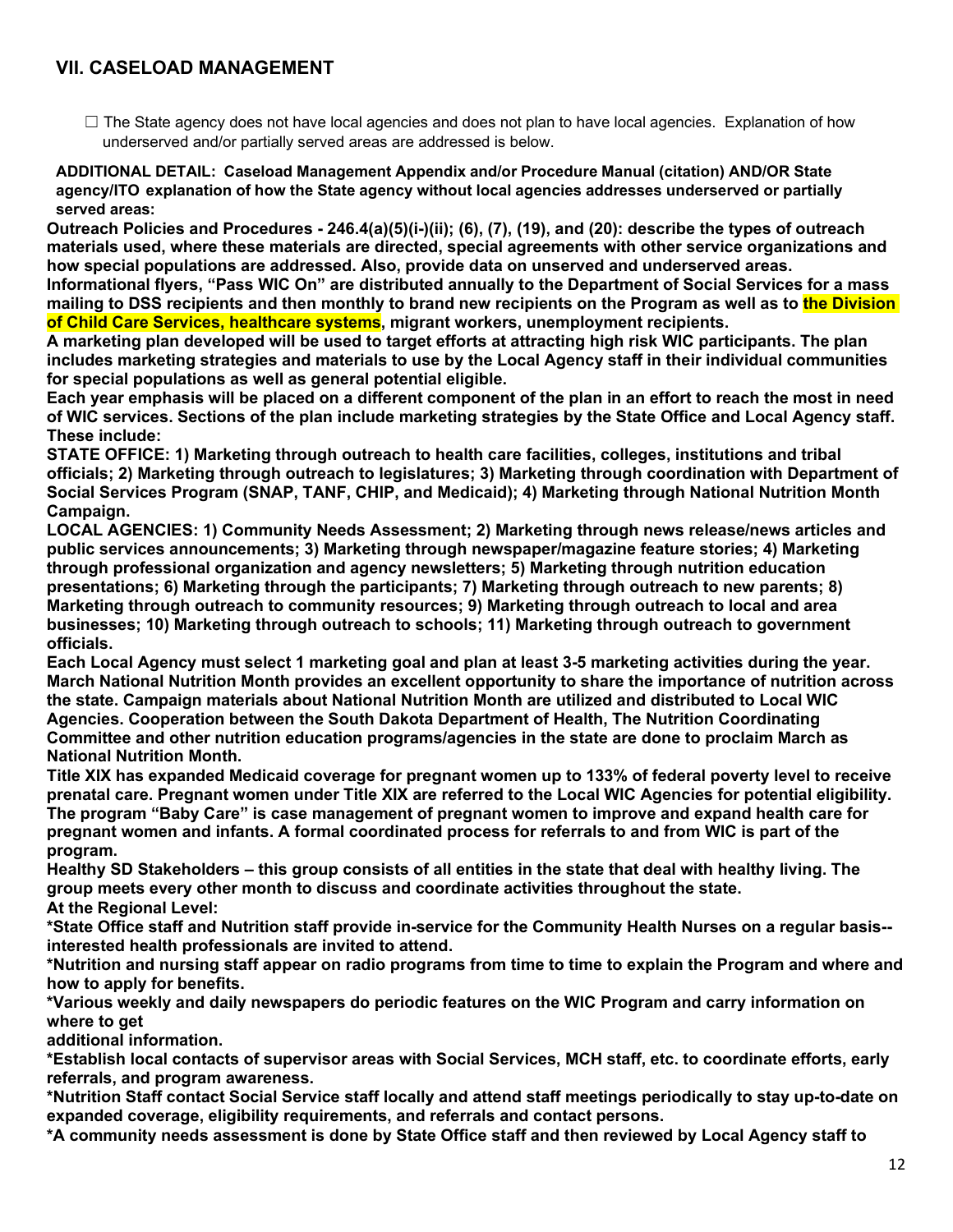## VII. CASELOAD MANAGEMENT

☐ The State agency does not have local agencies and does not plan to have local agencies. Explanation of how underserved and/or partially served areas are addressed is below.

**ADDITIONAL DETAIL: Caseload Management Appendix and/or Procedure Manual (citation) AND/OR State agency/ITO explanation of how the State agency without local agencies addresses underserved or partially served areas:**

**Outreach Policies and Procedures - 246.4(a)(5)(i-)(ii); (6), (7), (19), and (20): describe the types of outreach materials used, where these materials are directed, special agreements with other service organizations and how special populations are addressed. Also, provide data on unserved and underserved areas.**

**Informational flyers, "Pass WIC On" are distributed annually to the Department of Social Services for a mass mailing to DSS recipients and then monthly to brand new recipients on the Program as well as to the Division of Child Care Services, healthcare systems, migrant workers, unemployment recipients.**

**A marketing plan developed will be used to target efforts at attracting high risk WIC participants. The plan includes marketing strategies and materials to use by the Local Agency staff in their individual communities for special populations as well as general potential eligible.**

**Each year emphasis will be placed on a different component of the plan in an effort to reach the most in need of WIC services. Sections of the plan include marketing strategies by the State Office and Local Agency staff. These include:**

**STATE OFFICE: 1) Marketing through outreach to health care facilities, colleges, institutions and tribal officials; 2) Marketing through outreach to legislatures; 3) Marketing through coordination with Department of Social Services Program (SNAP, TANF, CHIP, and Medicaid); 4) Marketing through National Nutrition Month Campaign.**

**LOCAL AGENCIES: 1) Community Needs Assessment; 2) Marketing through news release/news articles and public services announcements; 3) Marketing through newspaper/magazine feature stories; 4) Marketing through professional organization and agency newsletters; 5) Marketing through nutrition education presentations; 6) Marketing through the participants; 7) Marketing through outreach to new parents; 8) Marketing through outreach to community resources; 9) Marketing through outreach to local and area businesses; 10) Marketing through outreach to schools; 11) Marketing through outreach to government officials.**

**Each Local Agency must select 1 marketing goal and plan at least 3-5 marketing activities during the year. March National Nutrition Month provides an excellent opportunity to share the importance of nutrition across the state. Campaign materials about National Nutrition Month are utilized and distributed to Local WIC Agencies. Cooperation between the South Dakota Department of Health, The Nutrition Coordinating Committee and other nutrition education programs/agencies in the state are done to proclaim March as National Nutrition Month.**

**Title XIX has expanded Medicaid coverage for pregnant women up to 133% of federal poverty level to receive prenatal care. Pregnant women under Title XIX are referred to the Local WIC Agencies for potential eligibility. The program "Baby Care" is case management of pregnant women to improve and expand health care for pregnant women and infants. A formal coordinated process for referrals to and from WIC is part of the program.**

**Healthy SD Stakeholders – this group consists of all entities in the state that deal with healthy living. The group meets every other month to discuss and coordinate activities throughout the state.**

**At the Regional Level:**

**\*State Office staff and Nutrition staff provide in-service for the Community Health Nurses on a regular basis--interested health professionals are invited to attend.**

**\*Nutrition and nursing staff appear on radio programs from time to time to explain the Program and where and how to apply for benefits.**

**\*Various weekly and daily newspapers do periodic features on the WIC Program and carry information on where to get additional information.**

**\*Establish local contacts of supervisor areas with Social Services, MCH staff, etc. to coordinate efforts, early referrals, and program awareness.**

**\*Nutrition Staff contact Social Service staff locally and attend staff meetings periodically to stay up-to-date on expanded coverage, eligibility requirements, and referrals and contact persons.**

**\*A community needs assessment is done by State Office staff and then reviewed by Local Agency staff to**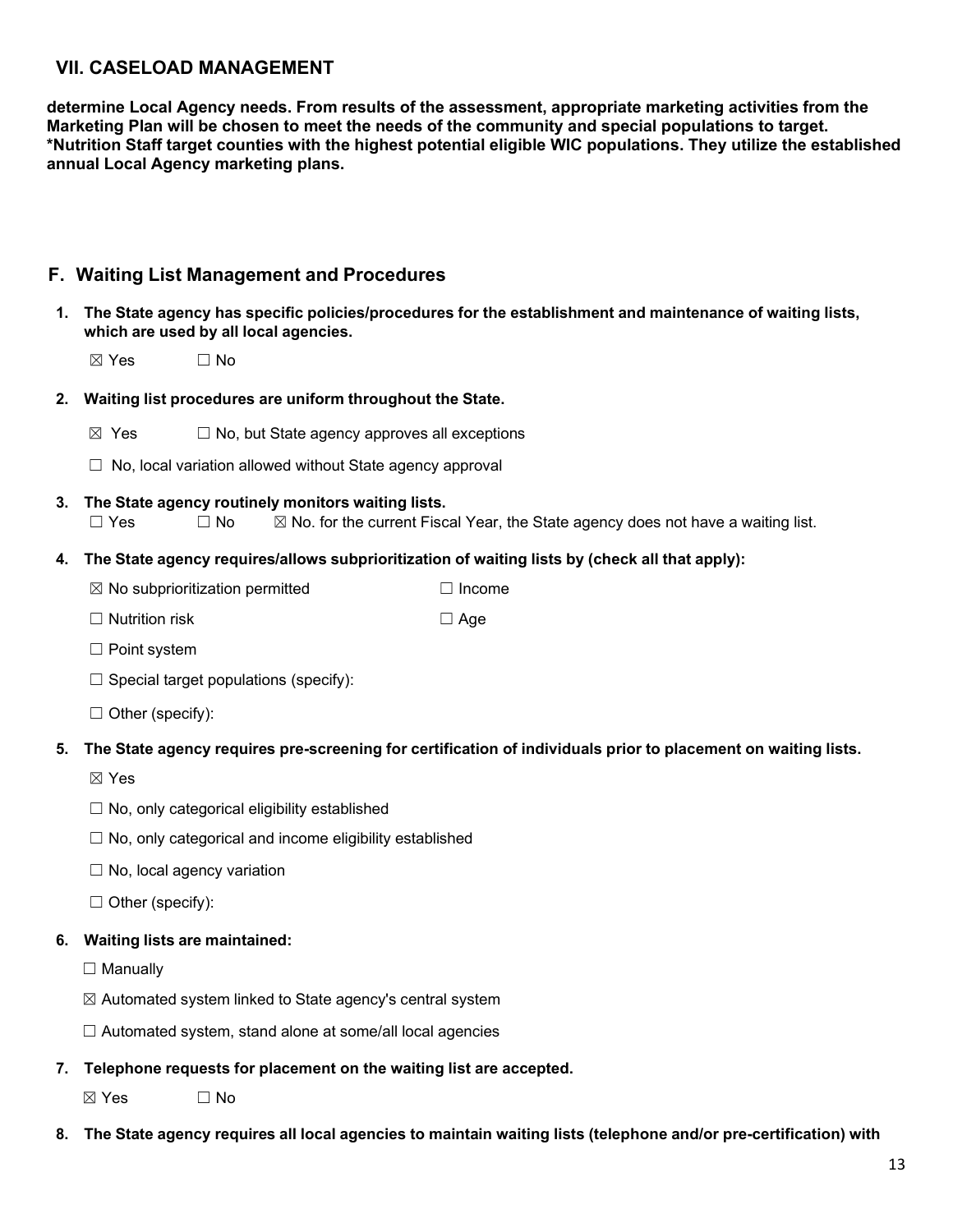## VII. CASELOAD MANAGEMENT

**determine Local Agency needs. From results of the assessment, appropriate marketing activities from the Marketing Plan will be chosen to meet the needs of the community and special populations to target. *Nutrition Staff target counties with the highest potential eligible WIC populations. They utilize the established annual Local Agency marketing plans.**

### F. Waiting List Management and Procedures

1. **The State agency has specific policies/procedures for the establishment and maintenance of waiting lists, which are used by all local agencies.**

   ☒ Yes ☐ No

2. **Waiting list procedures are uniform throughout the State.**

   ☒ Yes ☐ No, but State agency approves all exceptions

   ☐ No, local variation allowed without State agency approval

3. **The State agency routinely monitors waiting lists.**

   ☐ Yes ☐ No ☒ No. for the current Fiscal Year, the State agency does not have a waiting list.

4. **The State agency requires/allows subprioritization of waiting lists by (check all that apply):**

   ☒ No subprioritization permitted ☐ Income

   ☐ Nutrition risk ☐ Age

   ☐ Point system

   ☐ Special target populations (specify):

   ☐ Other (specify):

5. **The State agency requires pre-screening for certification of individuals prior to placement on waiting lists.**

   ☒ Yes

   ☐ No, only categorical eligibility established

   ☐ No, only categorical and income eligibility established

   ☐ No, local agency variation

   ☐ Other (specify):

6. **Waiting lists are maintained:**

   ☐ Manually

   ☒ Automated system linked to State agency's central system

   ☐ Automated system, stand alone at some/all local agencies

7. **Telephone requests for placement on the waiting list are accepted.**

   ☒ Yes ☐ No

8. **The State agency requires all local agencies to maintain waiting lists (telephone and/or pre-certification) with**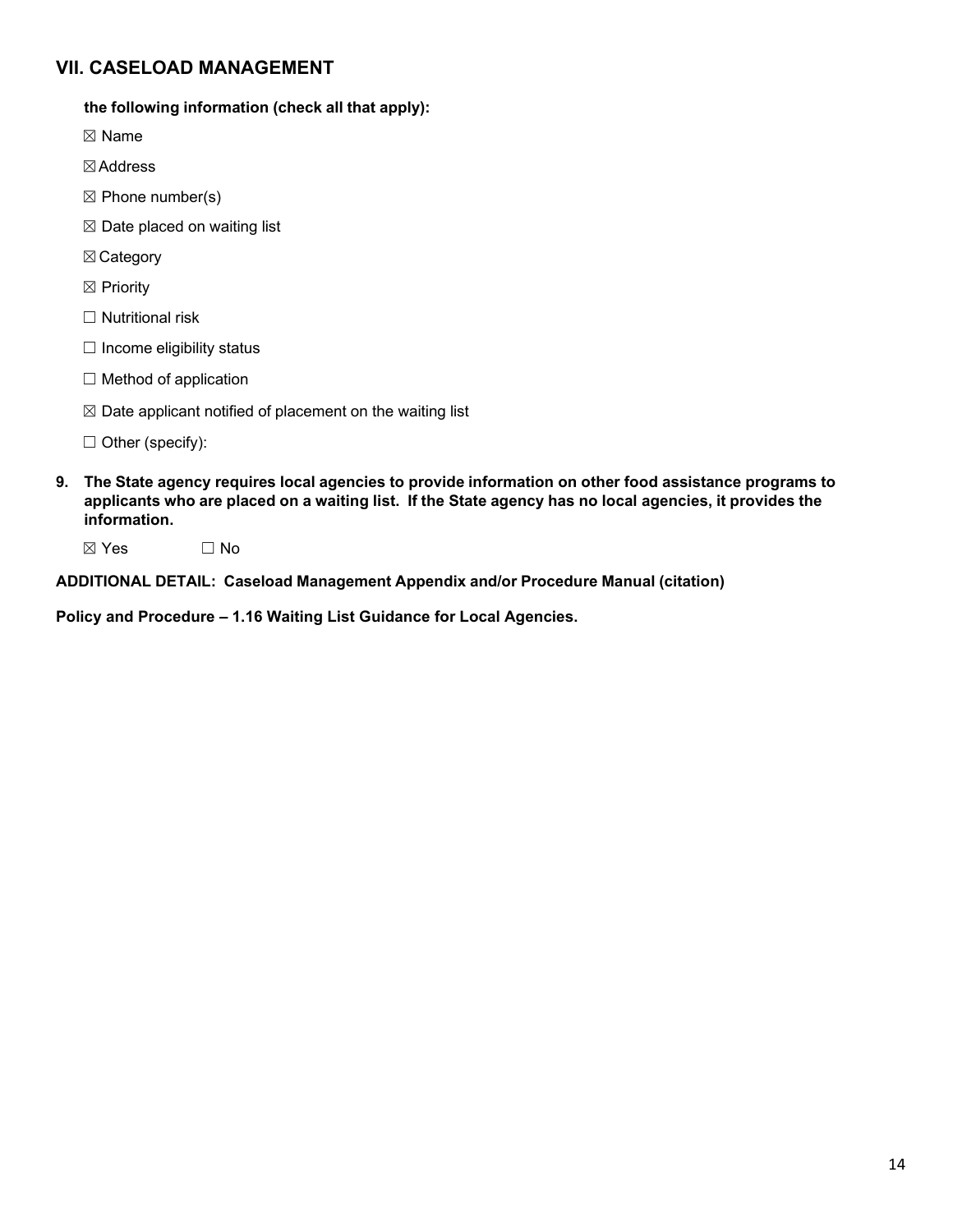## VII. CASELOAD MANAGEMENT

**the following information (check all that apply):**

☒ Name

☒ Address

☒ Phone number(s)

☒ Date placed on waiting list

☒ Category

☒ Priority

☐ Nutritional risk

☐ Income eligibility status

☐ Method of application

☒ Date applicant notified of placement on the waiting list

☐ Other (specify):

**9. The State agency requires local agencies to provide information on other food assistance programs to applicants who are placed on a waiting list. If the State agency has no local agencies, it provides the information.**

☒ Yes ☐ No

**ADDITIONAL DETAIL: Caseload Management Appendix and/or Procedure Manual (citation)**

**Policy and Procedure – 1.16 Waiting List Guidance for Local Agencies.**